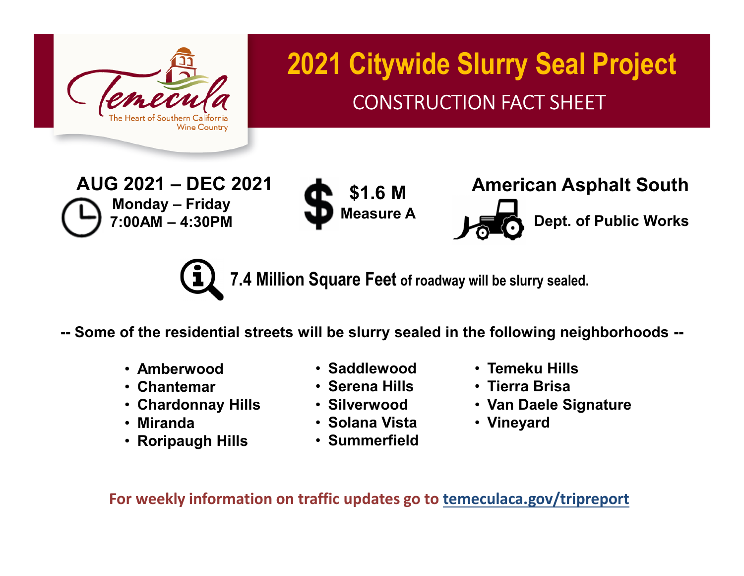Temecula
The Heart of Southern California Wine Country

# 2021 Citywide Slurry Seal Project

## CONSTRUCTION FACT SHEET

**AUG 2021 – DEC 2021**
**Monday – Friday**
**7:00AM – 4:30PM**

**$1.6 M**
**Measure A**

**American Asphalt South**
**Dept. of Public Works**

**7.4 Million Square Feet of roadway will be slurry sealed.**

**-- Some of the residential streets will be slurry sealed in the following neighborhoods --**

- **Amberwood**
- **Chantemar**
- **Chardonnay Hills**
- **Miranda**
- **Roripaugh Hills**
- **Saddlewood**
- **Serena Hills**
- **Silverwood**
- **Solana Vista**
- **Summerfield**
- **Temeku Hills**
- **Tierra Brisa**
- **Van Daele Signature**
- **Vineyard**

**For weekly information on traffic updates go to temeculaca.gov/tripreport**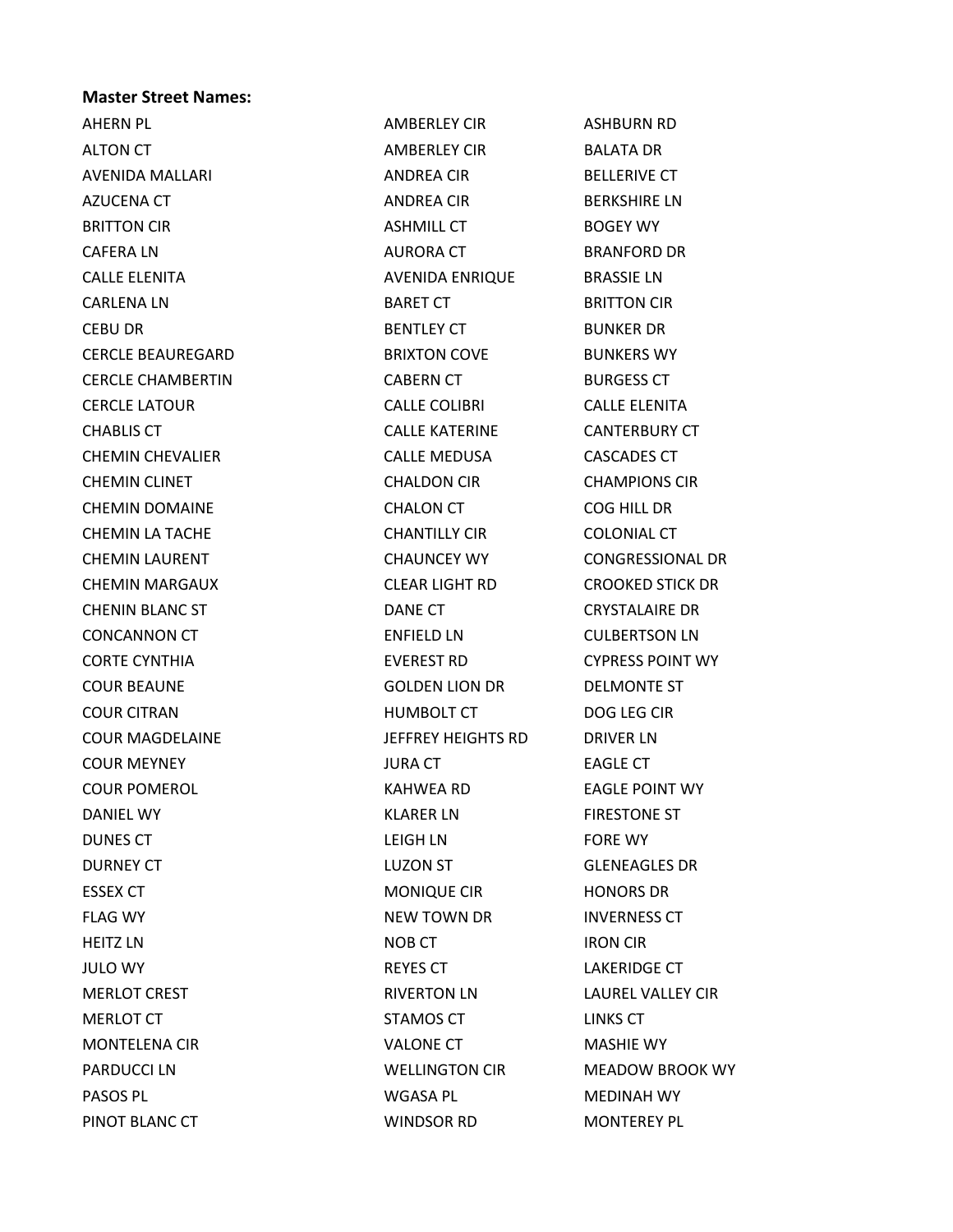**Master Street Names:**

AHERN PL
ALTON CT
AVENIDA MALLARI
AZUCENA CT
BRITTON CIR
CAFERA LN
CALLE ELENITA
CARLENA LN
CEBU DR
CERCLE BEAUREGARD
CERCLE CHAMBERTIN
CERCLE LATOUR
CHABLIS CT
CHEMIN CHEVALIER
CHEMIN CLINET
CHEMIN DOMAINE
CHEMIN LA TACHE
CHEMIN LAURENT
CHEMIN MARGAUX
CHENIN BLANC ST
CONCANNON CT
CORTE CYNTHIA
COUR BEAUNE
COUR CITRAN
COUR MAGDELAINE
COUR MEYNEY
COUR POMEROL
DANIEL WY
DUNES CT
DURNEY CT
ESSEX CT
FLAG WY
HEITZ LN
JULO WY
MERLOT CREST
MERLOT CT
MONTELENA CIR
PARDUCCI LN
PASOS PL
PINOT BLANC CT

AMBERLEY CIR
AMBERLEY CIR
ANDREA CIR
ANDREA CIR
ASHMILL CT
AURORA CT
AVENIDA ENRIQUE
BARET CT
BENTLEY CT
BRIXTON COVE
CABERN CT
CALLE COLIBRI
CALLE KATERINE
CALLE MEDUSA
CHALDON CIR
CHALON CT
CHANTILLY CIR
CHAUNCEY WY
CLEAR LIGHT RD
DANE CT
ENFIELD LN
EVEREST RD
GOLDEN LION DR
HUMBOLT CT
JEFFREY HEIGHTS RD
JURA CT
KAHWEA RD
KLARER LN
LEIGH LN
LUZON ST
MONIQUE CIR
NEW TOWN DR
NOB CT
REYES CT
RIVERTON LN
STAMOS CT
VALONE CT
WELLINGTON CIR
WGASA PL
WINDSOR RD

ASHBURN RD
BALATA DR
BELLERIVE CT
BERKSHIRE LN
BOGEY WY
BRANFORD DR
BRASSIE LN
BRITTON CIR
BUNKER DR
BUNKERS WY
BURGESS CT
CALLE ELENITA
CANTERBURY CT
CASCADES CT
CHAMPIONS CIR
COG HILL DR
COLONIAL CT
CONGRESSIONAL DR
CROOKED STICK DR
CRYSTALAIRE DR
CULBERTSON LN
CYPRESS POINT WY
DELMONTE ST
DOG LEG CIR
DRIVER LN
EAGLE CT
EAGLE POINT WY
FIRESTONE ST
FORE WY
GLENEAGLES DR
HONORS DR
INVERNESS CT
IRON CIR
LAKERIDGE CT
LAUREL VALLEY CIR
LINKS CT
MASHIE WY
MEADOW BROOK WY
MEDINAH WY
MONTEREY PL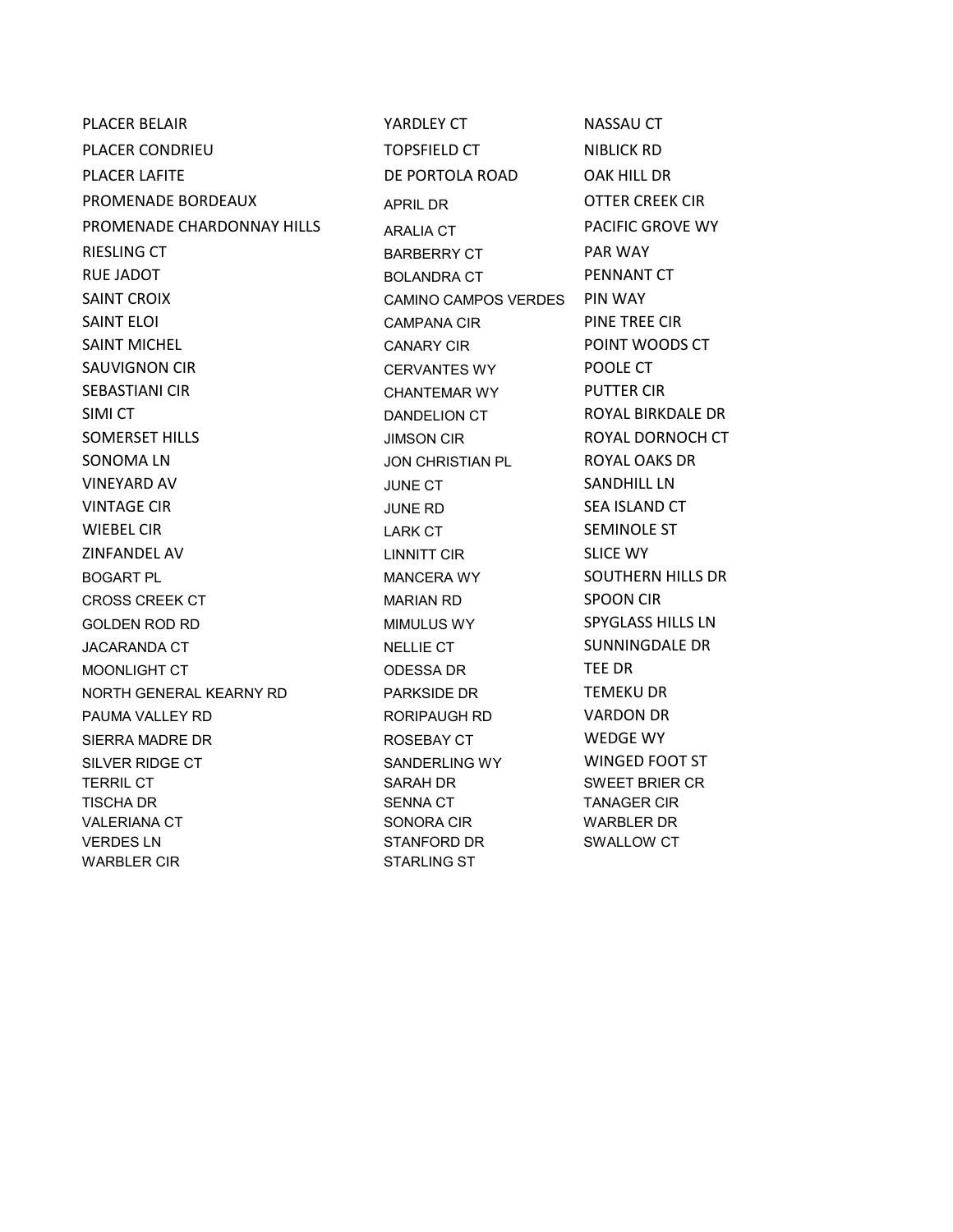PLACER BELAIR
PLACER CONDRIEU
PLACER LAFITE
PROMENADE BORDEAUX
PROMENADE CHARDONNAY HILLS
RIESLING CT
RUE JADOT
SAINT CROIX
SAINT ELOI
SAINT MICHEL
SAUVIGNON CIR
SEBASTIANI CIR
SIMI CT
SOMERSET HILLS
SONOMA LN
VINEYARD AV
VINTAGE CIR
WIEBEL CIR
ZINFANDEL AV
BOGART PL
CROSS CREEK CT
GOLDEN ROD RD
JACARANDA CT
MOONLIGHT CT
NORTH GENERAL KEARNY RD
PAUMA VALLEY RD
SIERRA MADRE DR
SILVER RIDGE CT
TERRIL CT
TISCHA DR
VALERIANA CT
VERDES LN
WARBLER CIR

YARDLEY CT
TOPSFIELD CT
DE PORTOLA ROAD
APRIL DR
ARALIA CT
BARBERRY CT
BOLANDRA CT
CAMINO CAMPOS VERDES
CAMPANA CIR
CANARY CIR
CERVANTES WY
CHANTEMAR WY
DANDELION CT
JIMSON CIR
JON CHRISTIAN PL
JUNE CT
JUNE RD
LARK CT
LINNITT CIR
MANCERA WY
MARIAN RD
MIMULUS WY
NELLIE CT
ODESSA DR
PARKSIDE DR
RORIPAUGH RD
ROSEBAY CT
SANDERLING WY
SARAH DR
SENNA CT
SONORA CIR
STANFORD DR
STARLING ST

NASSAU CT
NIBLICK RD
OAK HILL DR
OTTER CREEK CIR
PACIFIC GROVE WY
PAR WAY
PENNANT CT
PIN WAY
PINE TREE CIR
POINT WOODS CT
POOLE CT
PUTTER CIR
ROYAL BIRKDALE DR
ROYAL DORNOCH CT
ROYAL OAKS DR
SANDHILL LN
SEA ISLAND CT
SEMINOLE ST
SLICE WY
SOUTHERN HILLS DR
SPOON CIR
SPYGLASS HILLS LN
SUNNINGDALE DR
TEE DR
TEMEKU DR
VARDON DR
WEDGE WY
WINGED FOOT ST
SWEET BRIER CR
TANAGER CIR
WARBLER DR
SWALLOW CT